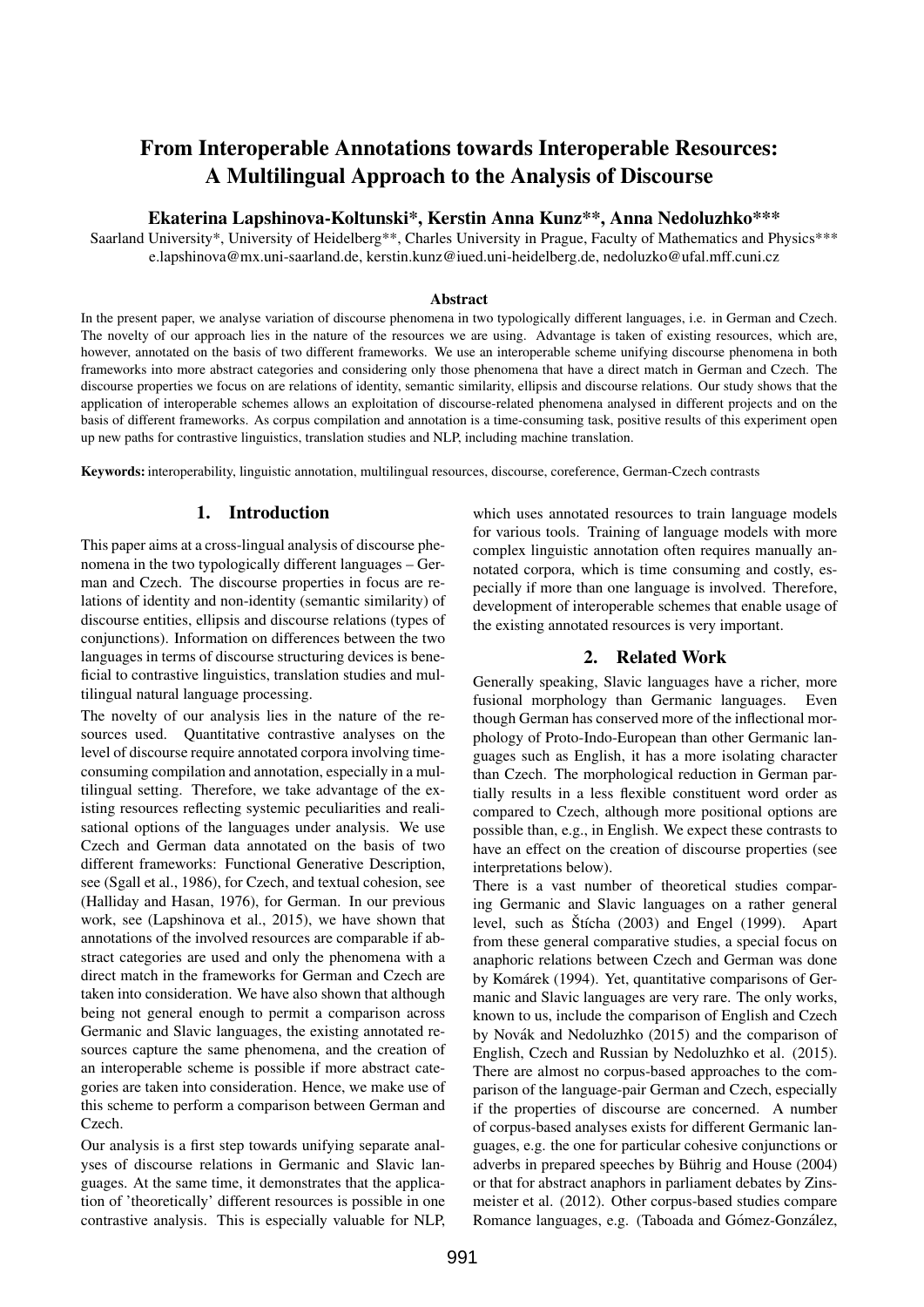# From Interoperable Annotations towards Interoperable Resources: A Multilingual Approach to the Analysis of Discourse

**Ekaterina Lapshinova-Koltunski*, Kerstin Anna Kunz**, Anna Nedoluzhko*****

Saarland University*, University of Heidelberg**, Charles University in Prague, Faculty of Mathematics and Physics***
e.lapshinova@mx.uni-saarland.de, kerstin.kunz@iued.uni-heidelberg.de, nedoluzko@ufal.mff.cuni.cz

### Abstract

In the present paper, we analyse variation of discourse phenomena in two typologically different languages, i.e. in German and Czech. The novelty of our approach lies in the nature of the resources we are using. Advantage is taken of existing resources, which are, however, annotated on the basis of two different frameworks. We use an interoperable scheme unifying discourse phenomena in both frameworks into more abstract categories and considering only those phenomena that have a direct match in German and Czech. The discourse properties we focus on are relations of identity, semantic similarity, ellipsis and discourse relations. Our study shows that the application of interoperable schemes allows an exploitation of discourse-related phenomena analysed in different projects and on the basis of different frameworks. As corpus compilation and annotation is a time-consuming task, positive results of this experiment open up new paths for contrastive linguistics, translation studies and NLP, including machine translation.

**Keywords:** interoperability, linguistic annotation, multilingual resources, discourse, coreference, German-Czech contrasts

## 1. Introduction

This paper aims at a cross-lingual analysis of discourse phenomena in the two typologically different languages – German and Czech. The discourse properties in focus are relations of identity and non-identity (semantic similarity) of discourse entities, ellipsis and discourse relations (types of conjunctions). Information on differences between the two languages in terms of discourse structuring devices is beneficial to contrastive linguistics, translation studies and multilingual natural language processing.

The novelty of our analysis lies in the nature of the resources used. Quantitative contrastive analyses on the level of discourse require annotated corpora involving time-consuming compilation and annotation, especially in a multilingual setting. Therefore, we take advantage of the existing resources reflecting systemic peculiarities and realisational options of the languages under analysis. We use Czech and German data annotated on the basis of two different frameworks: Functional Generative Description, see (Sgall et al., 1986), for Czech, and textual cohesion, see (Halliday and Hasan, 1976), for German. In our previous work, see (Lapshinova et al., 2015), we have shown that annotations of the involved resources are comparable if abstract categories are used and only the phenomena with a direct match in the frameworks for German and Czech are taken into consideration. We have also shown that although being not general enough to permit a comparison across Germanic and Slavic languages, the existing annotated resources capture the same phenomena, and the creation of an interoperable scheme is possible if more abstract categories are taken into consideration. Hence, we make use of this scheme to perform a comparison between German and Czech.

Our analysis is a first step towards unifying separate analyses of discourse relations in Germanic and Slavic languages. At the same time, it demonstrates that the application of 'theoretically' different resources is possible in one contrastive analysis. This is especially valuable for NLP, which uses annotated resources to train language models for various tools. Training of language models with more complex linguistic annotation often requires manually annotated corpora, which is time consuming and costly, especially if more than one language is involved. Therefore, development of interoperable schemes that enable usage of the existing annotated resources is very important.

## 2. Related Work

Generally speaking, Slavic languages have a richer, more fusional morphology than Germanic languages. Even though German has conserved more of the inflectional morphology of Proto-Indo-European than other Germanic languages such as English, it has a more isolating character than Czech. The morphological reduction in German partially results in a less flexible constituent word order as compared to Czech, although more positional options are possible than, e.g., in English. We expect these contrasts to have an effect on the creation of discourse properties (see interpretations below).

There is a vast number of theoretical studies comparing Germanic and Slavic languages on a rather general level, such as Štícha (2003) and Engel (1999). Apart from these general comparative studies, a special focus on anaphoric relations between Czech and German was done by Komárek (1994). Yet, quantitative comparisons of Germanic and Slavic languages are very rare. The only works, known to us, include the comparison of English and Czech by Novák and Nedoluzhko (2015) and the comparison of English, Czech and Russian by Nedoluzhko et al. (2015). There are almost no corpus-based approaches to the comparison of the language-pair German and Czech, especially if the properties of discourse are concerned. A number of corpus-based analyses exists for different Germanic languages, e.g. the one for particular cohesive conjunctions or adverbs in prepared speeches by Bührig and House (2004) or that for abstract anaphors in parliament debates by Zinsmeister et al. (2012). Other corpus-based studies compare Romance languages, e.g. (Taboada and Gómez-González,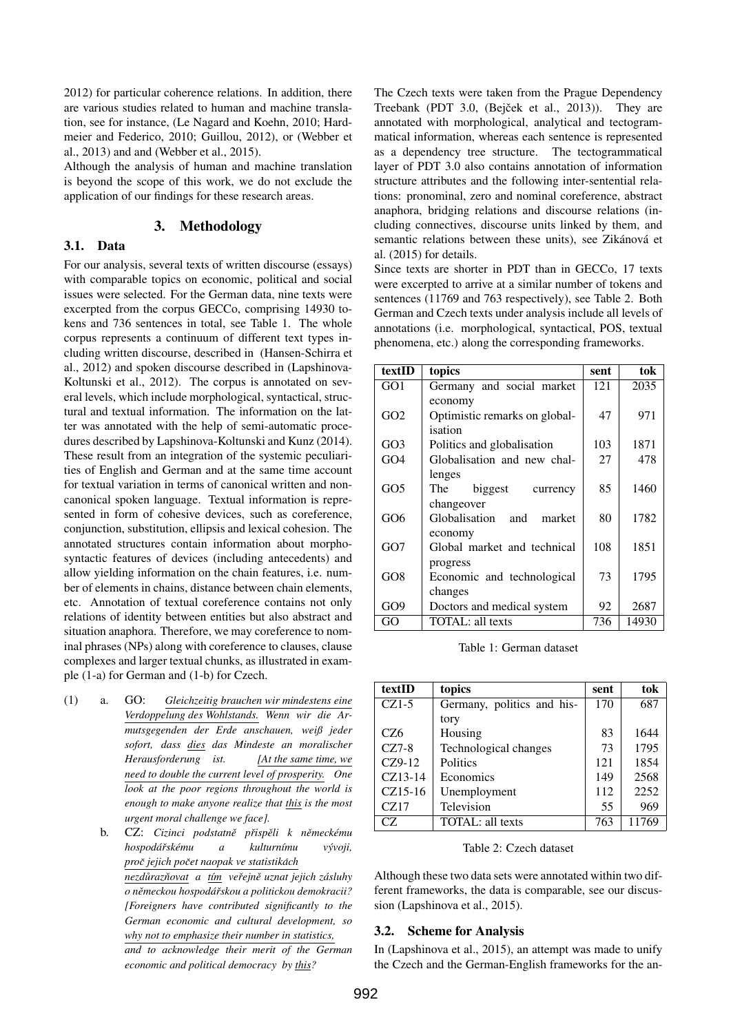2012) for particular coherence relations. In addition, there are various studies related to human and machine translation, see for instance, (Le Nagard and Koehn, 2010; Hardmeier and Federico, 2010; Guillou, 2012), or (Webber et al., 2013) and and (Webber et al., 2015).

Although the analysis of human and machine translation is beyond the scope of this work, we do not exclude the application of our findings for these research areas.

## 3. Methodology

### 3.1. Data

For our analysis, several texts of written discourse (essays) with comparable topics on economic, political and social issues were selected. For the German data, nine texts were excerpted from the corpus GECCo, comprising 14930 tokens and 736 sentences in total, see Table 1. The whole corpus represents a continuum of different text types including written discourse, described in (Hansen-Schirra et al., 2012) and spoken discourse described in (Lapshinova-Koltunski et al., 2012). The corpus is annotated on several levels, which include morphological, syntactical, structural and textual information. The information on the latter was annotated with the help of semi-automatic procedures described by Lapshinova-Koltunski and Kunz (2014). These result from an integration of the systemic peculiarities of English and German and at the same time account for textual variation in terms of canonical written and non-canonical spoken language. Textual information is represented in form of cohesive devices, such as coreference, conjunction, substitution, ellipsis and lexical cohesion. The annotated structures contain information about morphosyntactic features of devices (including antecedents) and allow yielding information on the chain features, i.e. number of elements in chains, distance between chain elements, etc. Annotation of textual coreference contains not only relations of identity between entities but also abstract and situation anaphora. Therefore, we may coreference to nominal phrases (NPs) along with coreference to clauses, clause complexes and larger textual chunks, as illustrated in example (1-a) for German and (1-b) for Czech.

(1) a. GO: *Gleichzeitig brauchen wir mindestens eine Verdoppelung des Wohlstands. Wenn wir die Armutsgegenden der Erde anschauen, weiß jeder sofort, dass dies das Mindeste an moralischer Herausforderung ist. [At the same time, we need to double the current level of prosperity. One look at the poor regions throughout the world is enough to make anyone realize that this is the most urgent moral challenge we face].*

b. CZ: *Cizinci podstatně přispěli k německému hospodářskému a kulturnímu vývoji, proč jejich počet naopak ve statistikách nezdůrazňovat a tím veřejně uznat jejich zásluhy o německou hospodářskou a politickou demokracii? [Foreigners have contributed significantly to the German economic and cultural development, so why not to emphasize their number in statistics, and to acknowledge their merit of the German economic and political democracy by this?*

The Czech texts were taken from the Prague Dependency Treebank (PDT 3.0, (Bejček et al., 2013)). They are annotated with morphological, analytical and tectogrammatical information, whereas each sentence is represented as a dependency tree structure. The tectogrammatical layer of PDT 3.0 also contains annotation of information structure attributes and the following inter-sentential relations: pronominal, zero and nominal coreference, abstract anaphora, bridging relations and discourse relations (including connectives, discourse units linked by them, and semantic relations between these units), see Zikánová et al. (2015) for details.

Since texts are shorter in PDT than in GECCo, 17 texts were excerpted to arrive at a similar number of tokens and sentences (11769 and 763 respectively), see Table 2. Both German and Czech texts under analysis include all levels of annotations (i.e. morphological, syntactical, POS, textual phenomena, etc.) along the corresponding frameworks.

| textID | topics | sent | tok |
|---|---|---|---|
| GO1 | Germany and social market economy | 121 | 2035 |
| GO2 | Optimistic remarks on globalisation | 47 | 971 |
| GO3 | Politics and globalisation | 103 | 1871 |
| GO4 | Globalisation and new challenges | 27 | 478 |
| GO5 | The biggest currency changeover | 85 | 1460 |
| GO6 | Globalisation and market economy | 80 | 1782 |
| GO7 | Global market and technical progress | 108 | 1851 |
| GO8 | Economic and technological changes | 73 | 1795 |
| GO9 | Doctors and medical system | 92 | 2687 |
| GO | TOTAL: all texts | 736 | 14930 |

Table 1: German dataset

| textID | topics | sent | tok |
|---|---|---|---|
| CZ1-5 | Germany, politics and history | 170 | 687 |
| CZ6 | Housing | 83 | 1644 |
| CZ7-8 | Technological changes | 73 | 1795 |
| CZ9-12 | Politics | 121 | 1854 |
| CZ13-14 | Economics | 149 | 2568 |
| CZ15-16 | Unemployment | 112 | 2252 |
| CZ17 | Television | 55 | 969 |
| CZ | TOTAL: all texts | 763 | 11769 |

Table 2: Czech dataset

Although these two data sets were annotated within two different frameworks, the data is comparable, see our discussion (Lapshinova et al., 2015).

### 3.2. Scheme for Analysis

In (Lapshinova et al., 2015), an attempt was made to unify the Czech and the German-English frameworks for the an-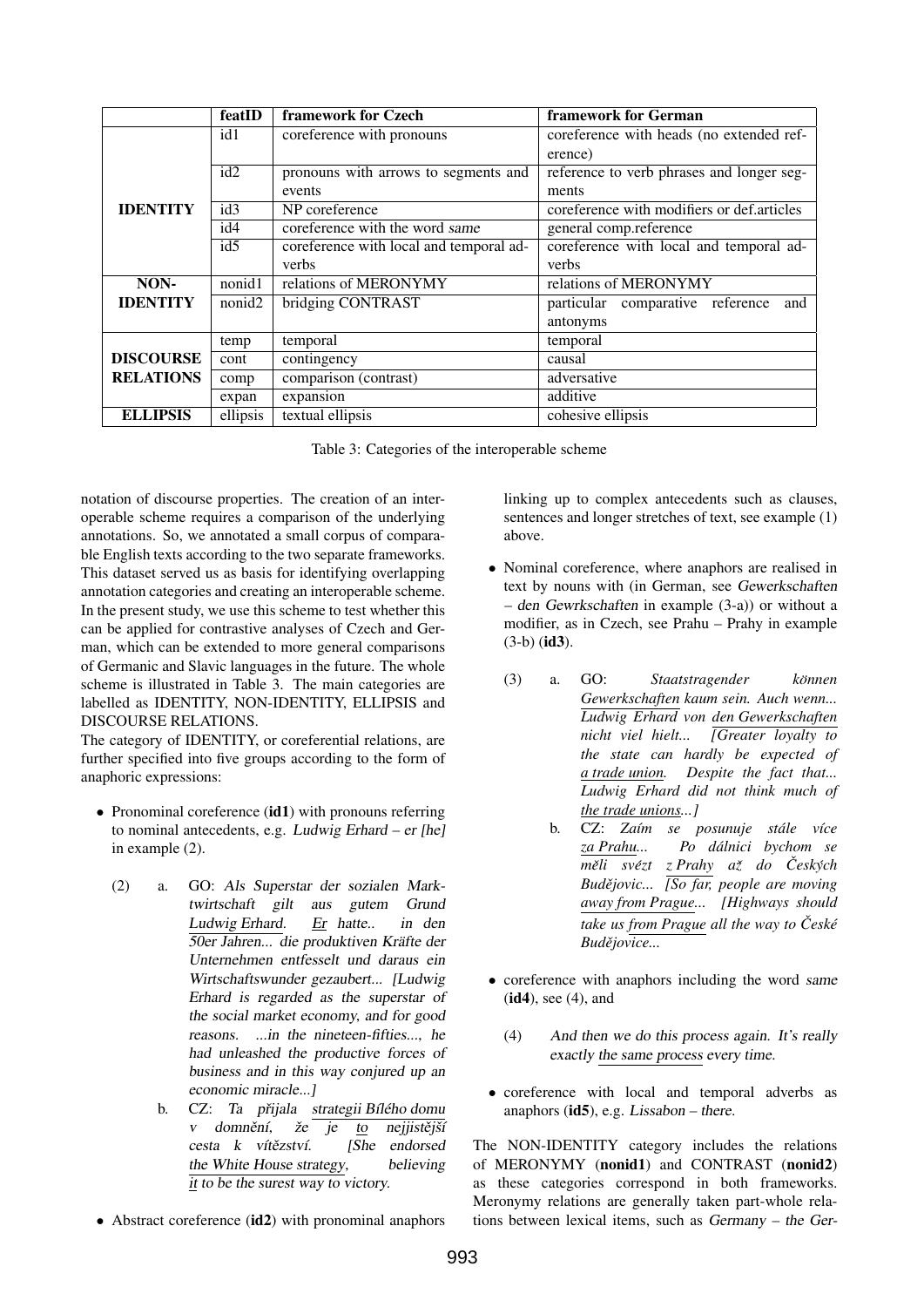| | featID | framework for Czech | framework for German |
|---|---|---|---|
| **IDENTITY** | id1 | coreference with pronouns | coreference with heads (no extended reference) |
| | id2 | pronouns with arrows to segments and events | reference to verb phrases and longer segments |
| | id3 | NP coreference | coreference with modifiers or def.articles |
| | id4 | coreference with the word *same* | general comp.reference |
| | id5 | coreference with local and temporal adverbs | coreference with local and temporal adverbs |
| **NON-IDENTITY** | nonid1 | relations of MERONYMY | relations of MERONYMY |
| | nonid2 | bridging CONTRAST | particular comparative reference and antonyms |
| **DISCOURSE RELATIONS** | temp | temporal | temporal |
| | cont | contingency | causal |
| | comp | comparison (contrast) | adversative |
| | expan | expansion | additive |
| **ELLIPSIS** | ellipsis | textual ellipsis | cohesive ellipsis |

Table 3: Categories of the interoperable scheme

notation of discourse properties. The creation of an interoperable scheme requires a comparison of the underlying annotations. So, we annotated a small corpus of comparable English texts according to the two separate frameworks. This dataset served us as basis for identifying overlapping annotation categories and creating an interoperable scheme. In the present study, we use this scheme to test whether this can be applied for contrastive analyses of Czech and German, which can be extended to more general comparisons of Germanic and Slavic languages in the future. The whole scheme is illustrated in Table 3. The main categories are labelled as IDENTITY, NON-IDENTITY, ELLIPSIS and DISCOURSE RELATIONS.

The category of IDENTITY, or coreferential relations, are further specified into five groups according to the form of anaphoric expressions:

- Pronominal coreference (**id1**) with pronouns referring to nominal antecedents, e.g. *Ludwig Erhard – er [he]* in example (2).

(2) a. GO: *Als Superstar der sozialen Marktwirtschaft gilt aus gutem Grund Ludwig Erhard. Er hatte.. in den 50er Jahren... die produktiven Kräfte der Unternehmen entfesselt und daraus ein Wirtschaftswunder gezaubert... [Ludwig Erhard is regarded as the superstar of the social market economy, and for good reasons. ...in the nineteen-fifties..., he had unleashed the productive forces of business and in this way conjured up an economic miracle...]*

b. CZ: *Ta přijala strategii Bílého domu v domnění, že je to nejjistější cesta k vítězství. [She endorsed the White House strategy, believing it to be the surest way to victory.*

- Abstract coreference (**id2**) with pronominal anaphors linking up to complex antecedents such as clauses, sentences and longer stretches of text, see example (1) above.

- Nominal coreference, where anaphors are realised in text by nouns with (in German, see *Gewerkschaften – den Gewrkschaften* in example (3-a)) or without a modifier, as in Czech, see Prahu – Prahy in example (3-b) (**id3**).

(3) a. GO: *Staatstragender können Gewerkschaften kaum sein. Auch wenn... Ludwig Erhard von den Gewerkschaften nicht viel hielt... [Greater loyalty to the state can hardly be expected of a trade union. Despite the fact that... Ludwig Erhard did not think much of the trade unions...]*

b. CZ: *Zaím se posunuje stále více za Prahu... Po dálnici bychom se měli svézt z Prahy až do Českých Budějovic... [So far, people are moving away from Prague... [Highways should take us from Prague all the way to České Budějovic...*

- coreference with anaphors including the word *same* (**id4**), see (4), and

(4) *And then we do this process again. It's really exactly the same process every time.*

- coreference with local and temporal adverbs as anaphors (**id5**), e.g. *Lissabon – there.*

The NON-IDENTITY category includes the relations of MERONYMY (**nonid1**) and CONTRAST (**nonid2**) as these categories correspond in both frameworks. Meronymy relations are generally taken part-whole relations between lexical items, such as *Germany – the Ger-*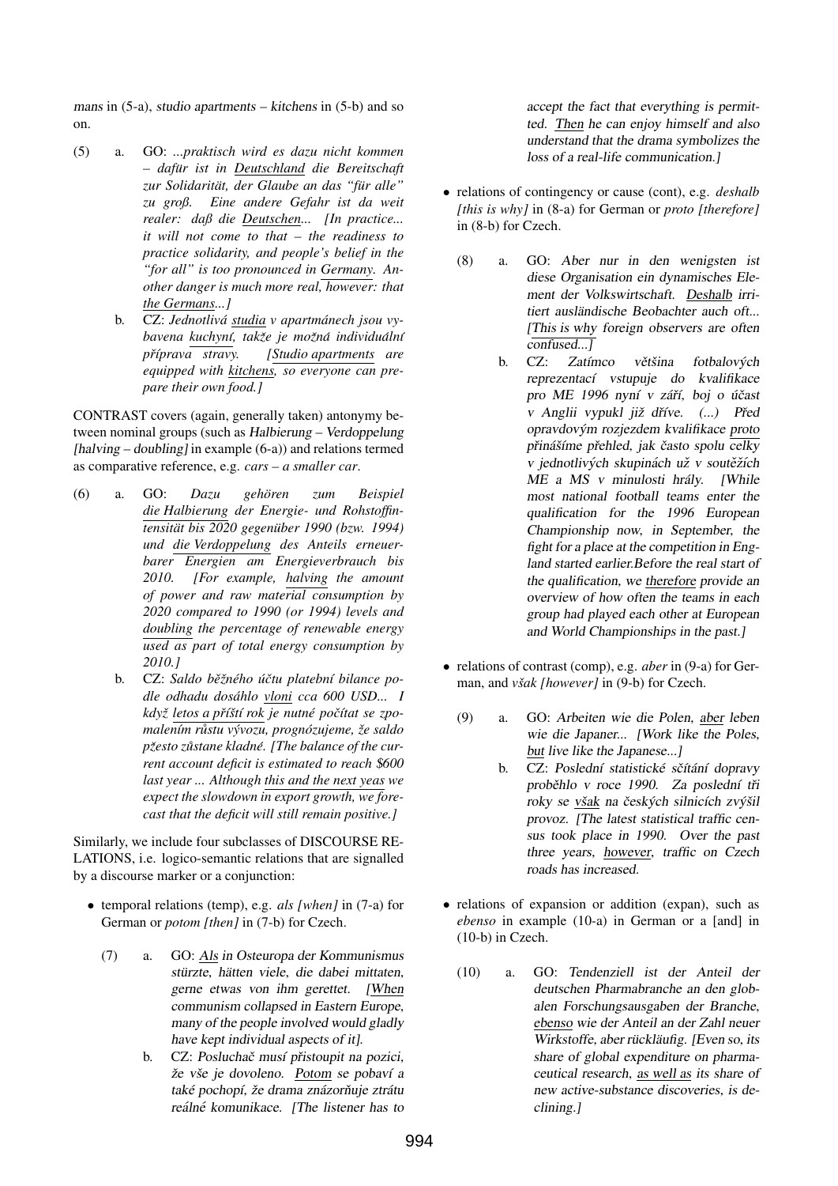mans in (5-a), studio apartments – kitchens in (5-b) and so on.

(5) a. GO: *...praktisch wird es dazu nicht kommen – dafür ist in Deutschland die Bereitschaft zur Solidarität, der Glaube an das "für alle" zu groß. Eine andere Gefahr ist da weit realer: daß die Deutschen... [In practice... it will not come to that – the readiness to practice solidarity, and people's belief in the "for all" is too pronounced in Germany. Another danger is much more real, however: that the Germans...]*

b. CZ: *Jednotlivá studia v apartmánech jsou vybavena kuchyní, takže je možná individuální příprava stravy. [Studio apartments are equipped with kitchens, so everyone can prepare their own food.]*

CONTRAST covers (again, generally taken) antonymy between nominal groups (such as Halbierung – Verdoppelung *[halving – doubling]* in example (6-a)) and relations termed as comparative reference, e.g. *cars – a smaller car*.

(6) a. GO: *Dazu gehören zum Beispiel die Halbierung der Energie- und Rohstoffintensität bis 2020 gegenüber 1990 (bzw. 1994) und die Verdoppelung des Anteils erneuerbarer Energien am Energieverbrauch bis 2010. [For example, halving the amount of power and raw material consumption by 2020 compared to 1990 (or 1994) levels and doubling the percentage of renewable energy used as part of total energy consumption by 2010.]*

b. CZ: *Saldo běžného účtu platební bilance podle odhadu dosáhlo vloni cca 600 USD... I když letos a příští rok je nutné počítat se zpomalením růstu vývozu, prognózujeme, že saldo pžesto zůstane kladné. [The balance of the current account deficit is estimated to reach \$600 last year ... Although this and the next yeas we expect the slowdown in export growth, we forecast that the deficit will still remain positive.]*

Similarly, we include four subclasses of DISCOURSE RELATIONS, i.e. logico-semantic relations that are signalled by a discourse marker or a conjunction:

- temporal relations (temp), e.g. *als [when]* in (7-a) for German or *potom [then]* in (7-b) for Czech.

(7) a. GO: Als in Osteuropa der Kommunismus stürzte, hätten viele, die dabei mittaten, gerne etwas von ihm gerettet. [When communism collapsed in Eastern Europe, many of the people involved would gladly have kept individual aspects of it].

b. CZ: Posluchač musí přistoupit na pozici, že vše je dovoleno. Potom se pobaví a také pochopí, že drama znázorňuje ztrátu reálné komunikace. [The listener has to accept the fact that everything is permitted. Then he can enjoy himself and also understand that the drama symbolizes the loss of a real-life communication.]

- relations of contingency or cause (cont), e.g. *deshalb [this is why]* in (8-a) for German or *proto [therefore]* in (8-b) for Czech.

(8) a. GO: Aber nur in den wenigsten ist diese Organisation ein dynamisches Element der Volkswirtschaft. Deshalb irritiert ausländische Beobachter auch oft... [This is why foreign observers are often confused...]

b. CZ: Zatímco většina fotbalových reprezentací vstupuje do kvalifikace pro ME 1996 nyní v září, boj o účast v Anglii vypukl již dříve. (...) Před opravdovým rozjezdem kvalifikace proto přinášíme přehled, jak často spolu celky v jednotlivých skupinách už v soutěžích ME a MS v minulosti hrály. [While most national football teams enter the qualification for the 1996 European Championship now, in September, the fight for a place at the competition in England started earlier.Before the real start of the qualification, we therefore provide an overview of how often the teams in each group had played each other at European and World Championships in the past.]

- relations of contrast (comp), e.g. *aber* in (9-a) for German, and *však [however]* in (9-b) for Czech.

(9) a. GO: Arbeiten wie die Polen, aber leben wie die Japaner... [Work like the Poles, but live like the Japanese...]

b. CZ: Poslední statistické sčítání dopravy proběhlo v roce 1990. Za poslední tři roky se však na českých silnicích zvýšil provoz. [The latest statistical traffic census took place in 1990. Over the past three years, however, traffic on Czech roads has increased.

- relations of expansion or addition (expan), such as *ebenso* in example (10-a) in German or a [and] in (10-b) in Czech.

(10) a. GO: Tendenziell ist der Anteil der deutschen Pharmabranche an den globalen Forschungsausgaben der Branche, ebenso wie der Anteil an der Zahl neuer Wirkstoffe, aber rückläufig. [Even so, its share of global expenditure on pharmaceutical research, as well as its share of new active-substance discoveries, is declining.]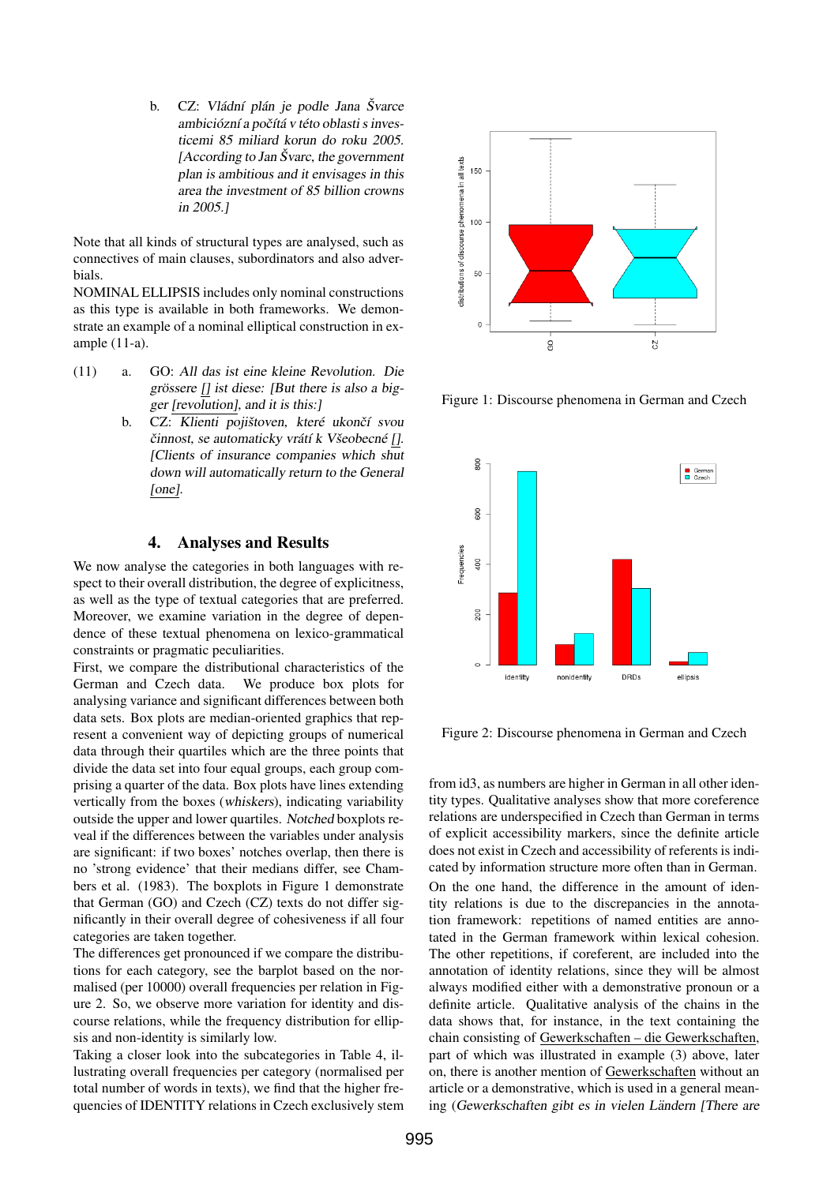b. CZ: *Vládní plán je podle Jana Švarce ambiciózní a počítá v této oblasti s investicemi 85 miliard korun do roku 2005. [According to Jan Švarc, the government plan is ambitious and it envisages in this area the investment of 85 billion crowns in 2005.]*

Note that all kinds of structural types are analysed, such as connectives of main clauses, subordinators and also adverbials.

NOMINAL ELLIPSIS includes only nominal constructions as this type is available in both frameworks. We demonstrate an example of a nominal elliptical construction in example (11-a).

(11) a. GO: *All das ist eine kleine Revolution. Die grössere [] ist diese: [But there is also a bigger [revolution], and it is this:]*

b. CZ: *Klienti pojištoven, které ukončí svou činnost, se automaticky vrátí k Všeobecné []. [Clients of insurance companies which shut down will automatically return to the General [one].*

## 4. Analyses and Results

We now analyse the categories in both languages with respect to their overall distribution, the degree of explicitness, as well as the type of textual categories that are preferred. Moreover, we examine variation in the degree of dependence of these textual phenomena on lexico-grammatical constraints or pragmatic peculiarities.

First, we compare the distributional characteristics of the German and Czech data. We produce box plots for analysing variance and significant differences between both data sets. Box plots are median-oriented graphics that represent a convenient way of depicting groups of numerical data through their quartiles which are the three points that divide the data set into four equal groups, each group comprising a quarter of the data. Box plots have lines extending vertically from the boxes (*whiskers*), indicating variability outside the upper and lower quartiles. *Notched* boxplots reveal if the differences between the variables under analysis are significant: if two boxes' notches overlap, then there is no 'strong evidence' that their medians differ, see Chambers et al. (1983). The boxplots in Figure 1 demonstrate that German (GO) and Czech (CZ) texts do not differ significantly in their overall degree of cohesiveness if all four categories are taken together.

The differences get pronounced if we compare the distributions for each category, see the barplot based on the normalised (per 10000) overall frequencies per relation in Figure 2. So, we observe more variation for identity and discourse relations, while the frequency distribution for ellipsis and non-identity is similarly low.

Taking a closer look into the subcategories in Table 4, illustrating overall frequencies per category (normalised per total number of words in texts), we find that the higher frequencies of IDENTITY relations in Czech exclusively stem

Figure 1: Discourse phenomena in German and Czech

Figure 2: Discourse phenomena in German and Czech

from id3, as numbers are higher in German in all other identity types. Qualitative analyses show that more coreference relations are underspecified in Czech than German in terms of explicit accessibility markers, since the definite article does not exist in Czech and accessibility of referents is indicated by information structure more often than in German.

On the one hand, the difference in the amount of identity relations is due to the discrepancies in the annotation framework: repetitions of named entities are annotated in the German framework within lexical cohesion. The other repetitions, if coreferent, are included into the annotation of identity relations, since they will be almost always modified either with a demonstrative pronoun or a definite article. Qualitative analysis of the chains in the data shows that, for instance, in the text containing the chain consisting of Gewerkschaften – die Gewerkschaften, part of which was illustrated in example (3) above, later on, there is another mention of Gewerkschaften without an article or a demonstrative, which is used in a general meaning (*Gewerkschaften gibt es in vielen Ländern [There are*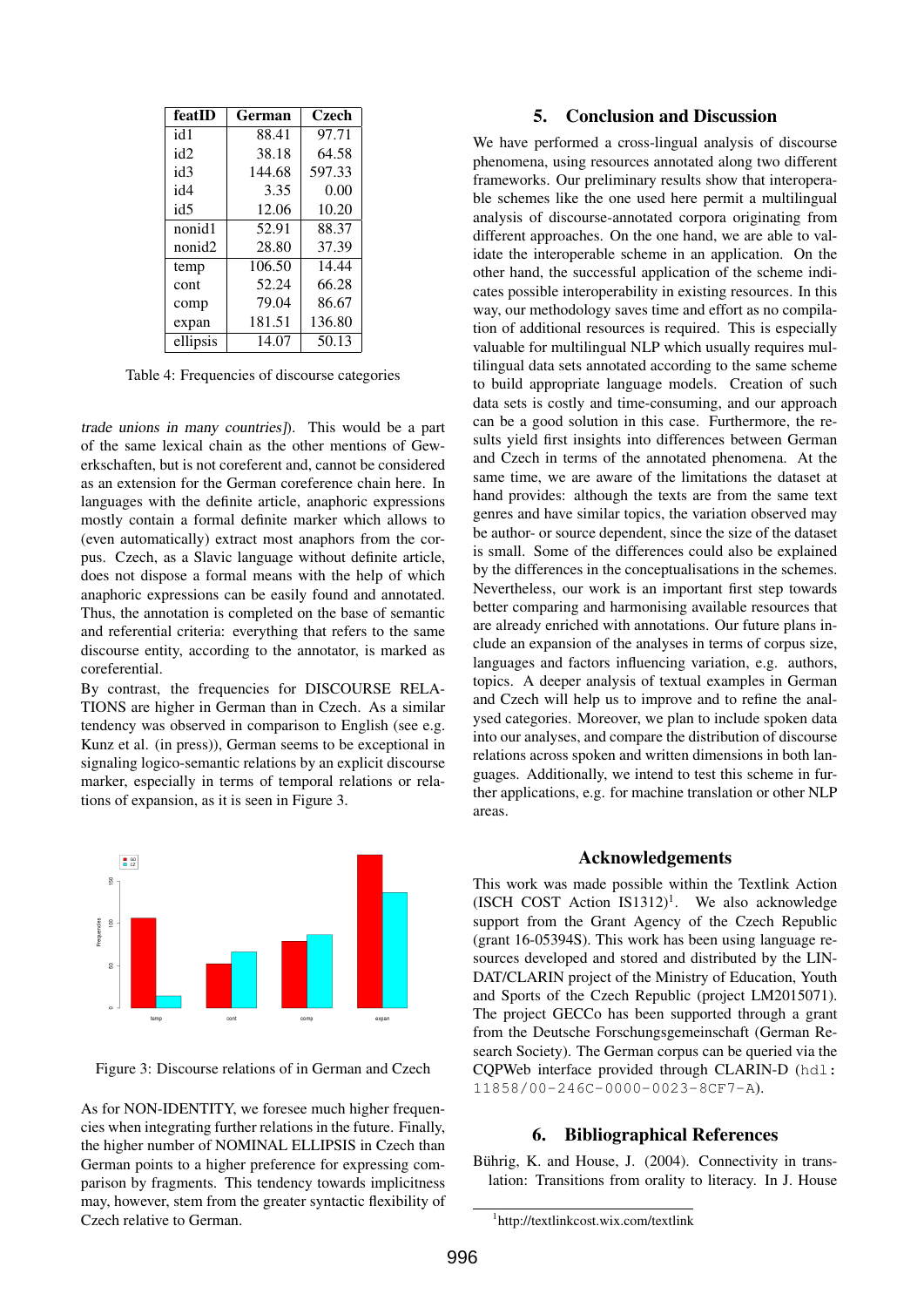| featID | German | Czech |
|---|---|---|
| id1 | 88.41 | 97.71 |
| id2 | 38.18 | 64.58 |
| id3 | 144.68 | 597.33 |
| id4 | 3.35 | 0.00 |
| id5 | 12.06 | 10.20 |
| nonid1 | 52.91 | 88.37 |
| nonid2 | 28.80 | 37.39 |
| temp | 106.50 | 14.44 |
| cont | 52.24 | 66.28 |
| comp | 79.04 | 86.67 |
| expan | 181.51 | 136.80 |
| ellipsis | 14.07 | 50.13 |

Table 4: Frequencies of discourse categories

*trade unions in many countries]*). This would be a part of the same lexical chain as the other mentions of Gewerkschaften, but is not coreferent and, cannot be considered as an extension for the German coreference chain here. In languages with the definite article, anaphoric expressions mostly contain a formal definite marker which allows to (even automatically) extract most anaphors from the corpus. Czech, as a Slavic language without definite article, does not dispose a formal means with the help of which anaphoric expressions can be easily found and annotated. Thus, the annotation is completed on the base of semantic and referential criteria: everything that refers to the same discourse entity, according to the annotator, is marked as coreferential.

By contrast, the frequencies for DISCOURSE RELATIONS are higher in German than in Czech. As a similar tendency was observed in comparison to English (see e.g. Kunz et al. (in press)), German seems to be exceptional in signaling logico-semantic relations by an explicit discourse marker, especially in terms of temporal relations or relations of expansion, as it is seen in Figure 3.

Figure 3: Discourse relations of in German and Czech

As for NON-IDENTITY, we foresee much higher frequencies when integrating further relations in the future. Finally, the higher number of NOMINAL ELLIPSIS in Czech than German points to a higher preference for expressing comparison by fragments. This tendency towards implicitness may, however, stem from the greater syntactic flexibility of Czech relative to German.

## 5. Conclusion and Discussion

We have performed a cross-lingual analysis of discourse phenomena, using resources annotated along two different frameworks. Our preliminary results show that interoperable schemes like the one used here permit a multilingual analysis of discourse-annotated corpora originating from different approaches. On the one hand, we are able to validate the interoperable scheme in an application. On the other hand, the successful application of the scheme indicates possible interoperability in existing resources. In this way, our methodology saves time and effort as no compilation of additional resources is required. This is especially valuable for multilingual NLP which usually requires multilingual data sets annotated according to the same scheme to build appropriate language models. Creation of such data sets is costly and time-consuming, and our approach can be a good solution in this case. Furthermore, the results yield first insights into differences between German and Czech in terms of the annotated phenomena. At the same time, we are aware of the limitations the dataset at hand provides: although the texts are from the same text genres and have similar topics, the variation observed may be author- or source dependent, since the size of the dataset is small. Some of the differences could also be explained by the differences in the conceptualisations in the schemes. Nevertheless, our work is an important first step towards better comparing and harmonising available resources that are already enriched with annotations. Our future plans include an expansion of the analyses in terms of corpus size, languages and factors influencing variation, e.g. authors, topics. A deeper analysis of textual examples in German and Czech will help us to improve and to refine the analysed categories. Moreover, we plan to include spoken data into our analyses, and compare the distribution of discourse relations across spoken and written dimensions in both languages. Additionally, we intend to test this scheme in further applications, e.g. for machine translation or other NLP areas.

## Acknowledgements

This work was made possible within the Textlink Action (ISCH COST Action IS1312)[1]. We also acknowledge support from the Grant Agency of the Czech Republic (grant 16-05394S). This work has been using language resources developed and stored and distributed by the LINDAT/CLARIN project of the Ministry of Education, Youth and Sports of the Czech Republic (project LM2015071). The project GECCo has been supported through a grant from the Deutsche Forschungsgemeinschaft (German Research Society). The German corpus can be queried via the CQPWeb interface provided through CLARIN-D (`hdl:11858/00-246C-0000-0023-8CF7-A`).

## 6. Bibliographical References

Bührig, K. and House, J. (2004). Connectivity in translation: Transitions from orality to literacy. In J. House

[1] http://textlinkcost.wix.com/textlink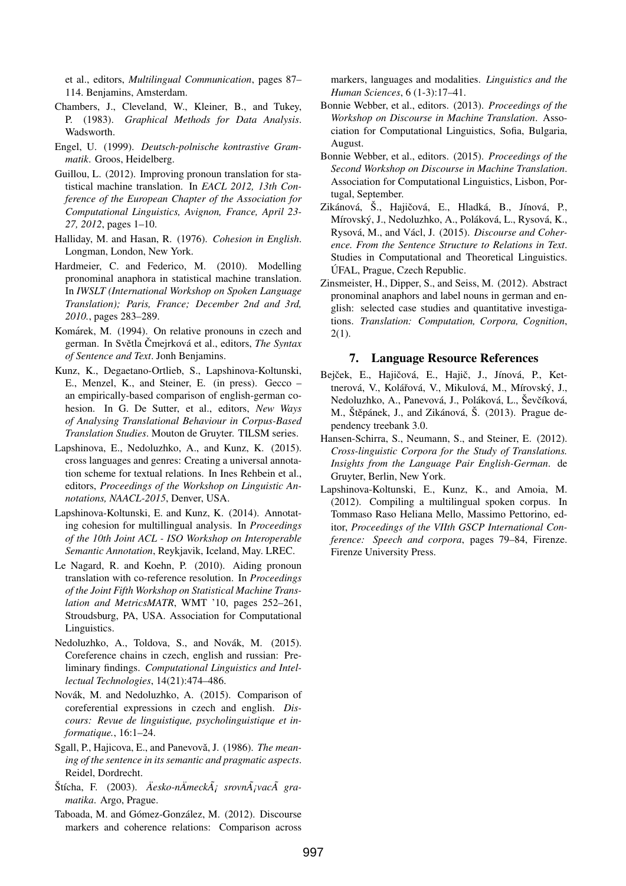et al., editors, *Multilingual Communication*, pages 87–114. Benjamins, Amsterdam.

Chambers, J., Cleveland, W., Kleiner, B., and Tukey, P. (1983). *Graphical Methods for Data Analysis*. Wadsworth.

Engel, U. (1999). *Deutsch-polnische kontrastive Grammatik*. Groos, Heidelberg.

Guillou, L. (2012). Improving pronoun translation for statistical machine translation. In *EACL 2012, 13th Conference of the European Chapter of the Association for Computational Linguistics, Avignon, France, April 23-27, 2012*, pages 1–10.

Halliday, M. and Hasan, R. (1976). *Cohesion in English*. Longman, London, New York.

Hardmeier, C. and Federico, M. (2010). Modelling pronominal anaphora in statistical machine translation. In *IWSLT (International Workshop on Spoken Language Translation); Paris, France; December 2nd and 3rd, 2010.*, pages 283–289.

Komárek, M. (1994). On relative pronouns in czech and german. In Světla Čmejrková et al., editors, *The Syntax of Sentence and Text*. Jonh Benjamins.

Kunz, K., Degaetano-Ortlieb, S., Lapshinova-Koltunski, E., Menzel, K., and Steiner, E. (in press). Gecco – an empirically-based comparison of english-german cohesion. In G. De Sutter, et al., editors, *New Ways of Analysing Translational Behaviour in Corpus-Based Translation Studies*. Mouton de Gruyter. TILSM series.

Lapshinova, E., Nedoluzhko, A., and Kunz, K. (2015). cross languages and genres: Creating a universal annotation scheme for textual relations. In Ines Rehbein et al., editors, *Proceedings of the Workshop on Linguistic Annotations, NAACL-2015*, Denver, USA.

Lapshinova-Koltunski, E. and Kunz, K. (2014). Annotating cohesion for multillingual analysis. In *Proceedings of the 10th Joint ACL - ISO Workshop on Interoperable Semantic Annotation*, Reykjavik, Iceland, May. LREC.

Le Nagard, R. and Koehn, P. (2010). Aiding pronoun translation with co-reference resolution. In *Proceedings of the Joint Fifth Workshop on Statistical Machine Translation and MetricsMATR*, WMT '10, pages 252–261, Stroudsburg, PA, USA. Association for Computational Linguistics.

Nedoluzhko, A., Toldova, S., and Novák, M. (2015). Coreference chains in czech, english and russian: Preliminary findings. *Computational Linguistics and Intellectual Technologies*, 14(21):474–486.

Novák, M. and Nedoluzhko, A. (2015). Comparison of coreferential expressions in czech and english. *Discours: Revue de linguistique, psycholinguistique et informatique.*, 16:1–24.

Sgall, P., Hajicova, E., and Panevovă, J. (1986). *The meaning of the sentence in its semantic and pragmatic aspects*. Reidel, Dordrecht.

Štícha, F. (2003). *Äesko-nÄmeckÃ¡ srovnÃ¡vacÃ gramatika*. Argo, Prague.

Taboada, M. and Gómez-González, M. (2012). Discourse markers and coherence relations: Comparison across markers, languages and modalities. *Linguistics and the Human Sciences*, 6 (1-3):17–41.

Bonnie Webber, et al., editors. (2013). *Proceedings of the Workshop on Discourse in Machine Translation*. Association for Computational Linguistics, Sofia, Bulgaria, August.

Bonnie Webber, et al., editors. (2015). *Proceedings of the Second Workshop on Discourse in Machine Translation*. Association for Computational Linguistics, Lisbon, Portugal, September.

Zikánová, Š., Hajičová, E., Hladká, B., Jínová, P., Mírovský, J., Nedoluzhko, A., Poláková, L., Rysová, K., Rysová, M., and Václ, J. (2015). *Discourse and Coherence. From the Sentence Structure to Relations in Text*. Studies in Computational and Theoretical Linguistics. ÚFAL, Prague, Czech Republic.

Zinsmeister, H., Dipper, S., and Seiss, M. (2012). Abstract pronominal anaphors and label nouns in german and english: selected case studies and quantitative investigations. *Translation: Computation, Corpora, Cognition*, 2(1).

## 7. Language Resource References

Bejček, E., Hajičová, E., Hajič, J., Jínová, P., Kettnerová, V., Kolářová, V., Mikulová, M., Mírovský, J., Nedoluzhko, A., Panevová, J., Poláková, L., Ševčíková, M., Štěpánek, J., and Zikánová, Š. (2013). Prague dependency treebank 3.0.

Hansen-Schirra, S., Neumann, S., and Steiner, E. (2012). *Cross-linguistic Corpora for the Study of Translations. Insights from the Language Pair English-German*. de Gruyter, Berlin, New York.

Lapshinova-Koltunski, E., Kunz, K., and Amoia, M. (2012). Compiling a multilingual spoken corpus. In Tommaso Raso Heliana Mello, Massimo Pettorino, editor, *Proceedings of the VIIth GSCP International Conference: Speech and corpora*, pages 79–84, Firenze. Firenze University Press.